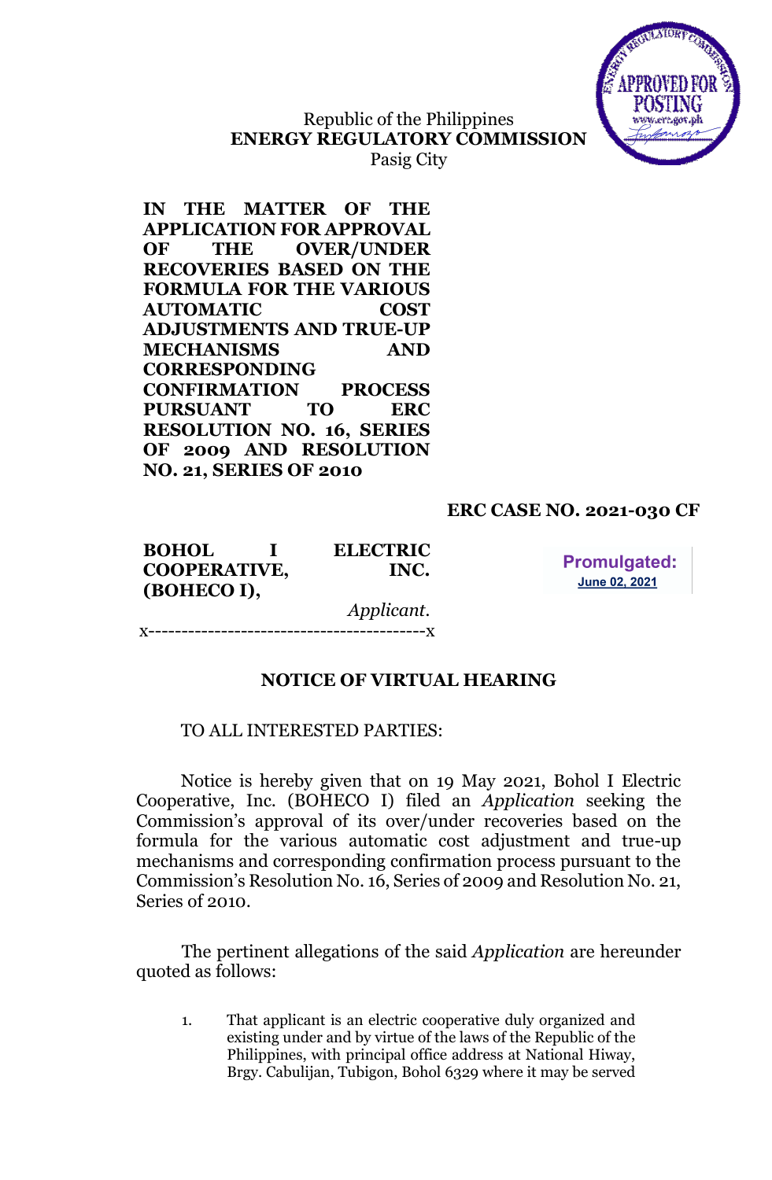Republic of the Philippines
**ENERGY REGULATORY COMMISSION**
Pasig City

**IN THE MATTER OF THE APPLICATION FOR APPROVAL OF THE OVER/UNDER RECOVERIES BASED ON THE FORMULA FOR THE VARIOUS AUTOMATIC COST ADJUSTMENTS AND TRUE-UP MECHANISMS AND CORRESPONDING CONFIRMATION PROCESS PURSUANT TO ERC RESOLUTION NO. 16, SERIES OF 2009 AND RESOLUTION NO. 21, SERIES OF 2010**

**ERC CASE NO. 2021-030 CF**

**BOHOL I ELECTRIC COOPERATIVE, INC. (BOHECO I),**

*Applicant.*

x------------------------------------------x

**Promulgated:**
**June 02, 2021**

## NOTICE OF VIRTUAL HEARING

TO ALL INTERESTED PARTIES:

Notice is hereby given that on 19 May 2021, Bohol I Electric Cooperative, Inc. (BOHECO I) filed an *Application* seeking the Commission's approval of its over/under recoveries based on the formula for the various automatic cost adjustment and true-up mechanisms and corresponding confirmation process pursuant to the Commission's Resolution No. 16, Series of 2009 and Resolution No. 21, Series of 2010.

The pertinent allegations of the said *Application* are hereunder quoted as follows:

1. That applicant is an electric cooperative duly organized and existing under and by virtue of the laws of the Republic of the Philippines, with principal office address at National Hiway, Brgy. Cabulijan, Tubigon, Bohol 6329 where it may be served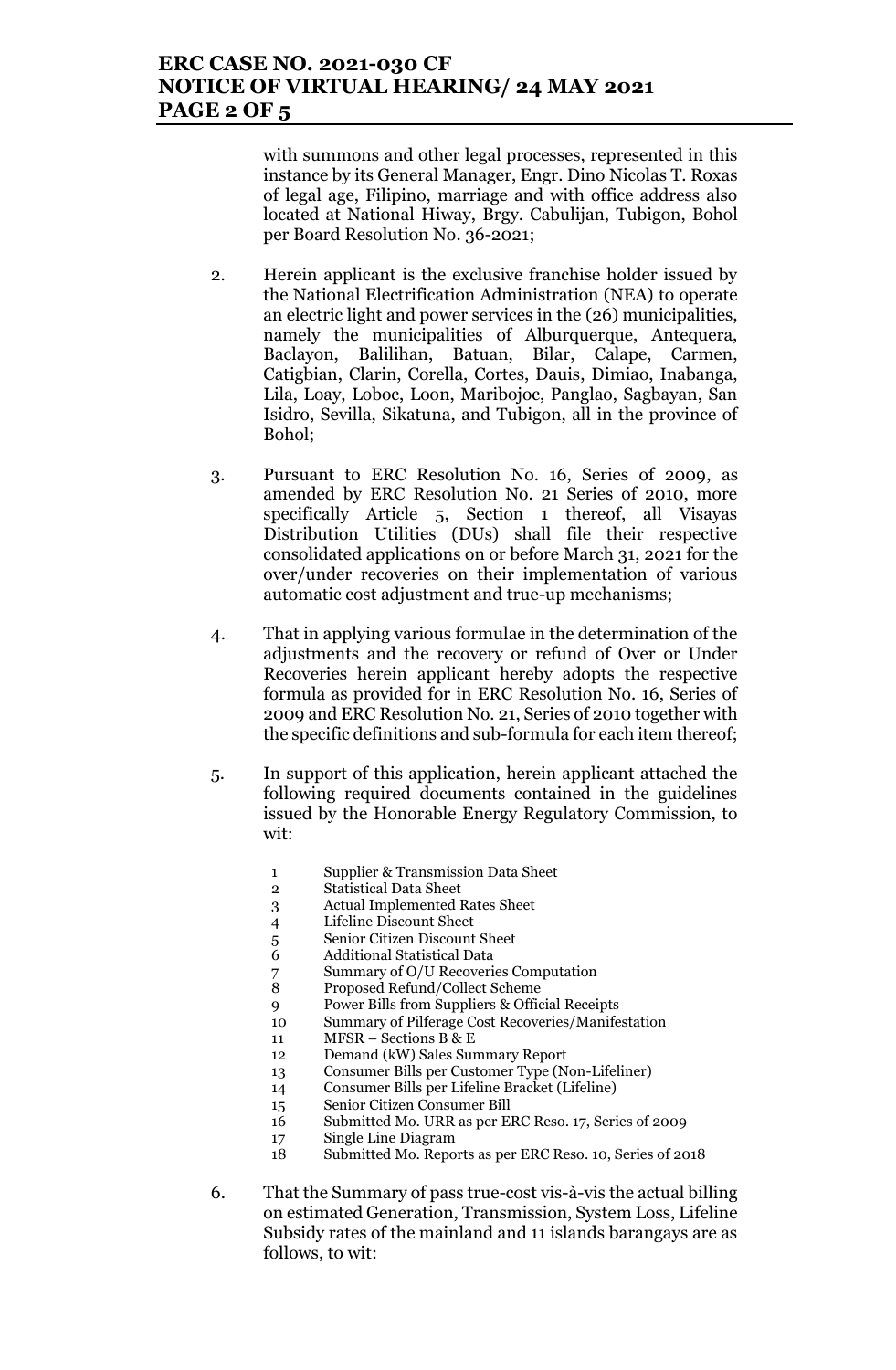with summons and other legal processes, represented in this instance by its General Manager, Engr. Dino Nicolas T. Roxas of legal age, Filipino, marriage and with office address also located at National Hiway, Brgy. Cabulijan, Tubigon, Bohol per Board Resolution No. 36-2021;

2. Herein applicant is the exclusive franchise holder issued by the National Electrification Administration (NEA) to operate an electric light and power services in the (26) municipalities, namely the municipalities of Alburquerque, Antequera, Baclayon, Balilihan, Batuan, Bilar, Calape, Carmen, Catigbian, Clarin, Corella, Cortes, Dauis, Dimiao, Inabanga, Lila, Loay, Loboc, Loon, Maribojoc, Panglao, Sagbayan, San Isidro, Sevilla, Sikatuna, and Tubigon, all in the province of Bohol;

3. Pursuant to ERC Resolution No. 16, Series of 2009, as amended by ERC Resolution No. 21 Series of 2010, more specifically Article 5, Section 1 thereof, all Visayas Distribution Utilities (DUs) shall file their respective consolidated applications on or before March 31, 2021 for the over/under recoveries on their implementation of various automatic cost adjustment and true-up mechanisms;

4. That in applying various formulae in the determination of the adjustments and the recovery or refund of Over or Under Recoveries herein applicant hereby adopts the respective formula as provided for in ERC Resolution No. 16, Series of 2009 and ERC Resolution No. 21, Series of 2010 together with the specific definitions and sub-formula for each item thereof;

5. In support of this application, herein applicant attached the following required documents contained in the guidelines issued by the Honorable Energy Regulatory Commission, to wit:

   1. Supplier & Transmission Data Sheet
   2. Statistical Data Sheet
   3. Actual Implemented Rates Sheet
   4. Lifeline Discount Sheet
   5. Senior Citizen Discount Sheet
   6. Additional Statistical Data
   7. Summary of O/U Recoveries Computation
   8. Proposed Refund/Collect Scheme
   9. Power Bills from Suppliers & Official Receipts
   10. Summary of Pilferage Cost Recoveries/Manifestation
   11. MFSR – Sections B & E
   12. Demand (kW) Sales Summary Report
   13. Consumer Bills per Customer Type (Non-Lifeliner)
   14. Consumer Bills per Lifeline Bracket (Lifeline)
   15. Senior Citizen Consumer Bill
   16. Submitted Mo. URR as per ERC Reso. 17, Series of 2009
   17. Single Line Diagram
   18. Submitted Mo. Reports as per ERC Reso. 10, Series of 2018

6. That the Summary of pass true-cost vis-à-vis the actual billing on estimated Generation, Transmission, System Loss, Lifeline Subsidy rates of the mainland and 11 islands barangays are as follows, to wit: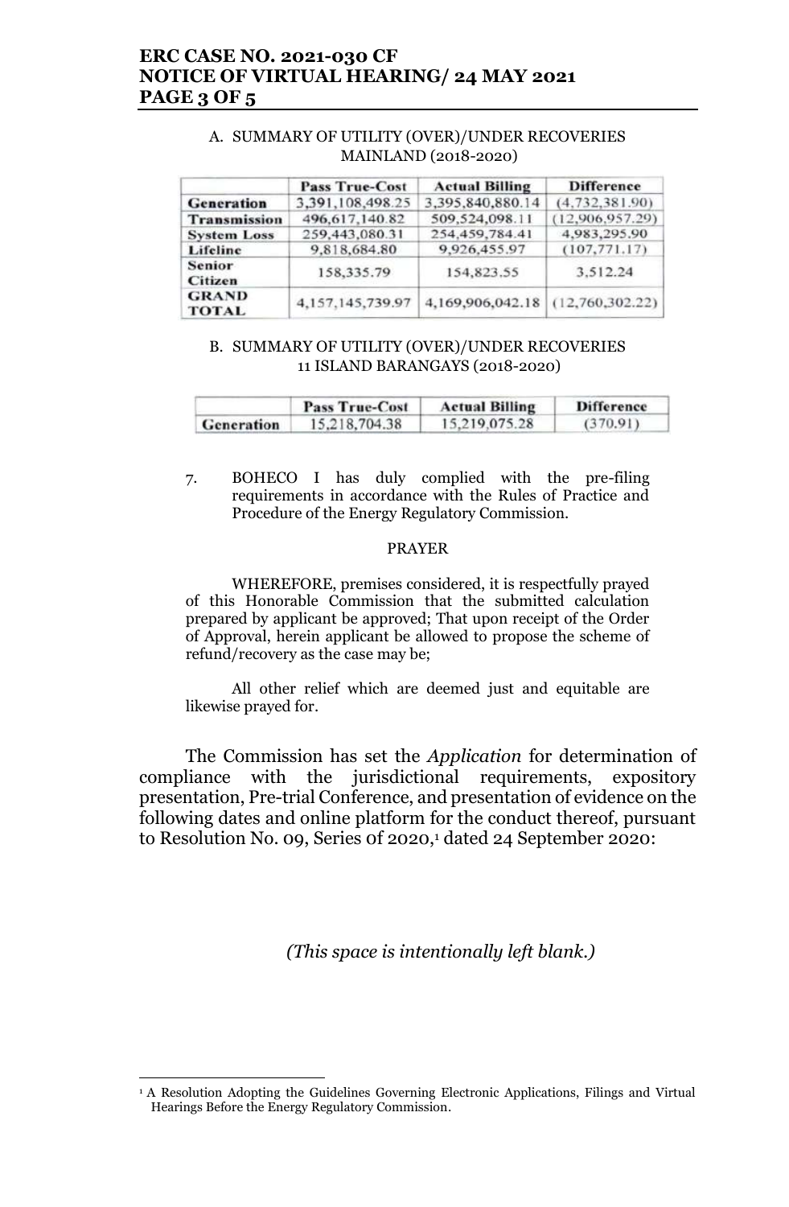A. SUMMARY OF UTILITY (OVER)/UNDER RECOVERIES MAINLAND (2018-2020)

| | Pass True-Cost | Actual Billing | Difference |
|---|---|---|---|
| **Generation** | 3,391,108,498.25 | 3,395,840,880.14 | (4,732,381.90) |
| **Transmission** | 496,617,140.82 | 509,524,098.11 | (12,906,957.29) |
| **System Loss** | 259,443,080.31 | 254,459,784.41 | 4,983,295.90 |
| **Lifeline** | 9,818,684.80 | 9,926,455.97 | (107,771.17) |
| **Senior Citizen** | 158,335.79 | 154,823.55 | 3,512.24 |
| **GRAND TOTAL** | 4,157,145,739.97 | 4,169,906,042.18 | (12,760,302.22) |

B. SUMMARY OF UTILITY (OVER)/UNDER RECOVERIES 11 ISLAND BARANGAYS (2018-2020)

| | Pass True-Cost | Actual Billing | Difference |
|---|---|---|---|
| **Generation** | 15,218,704.38 | 15,219,075.28 | (370.91) |

7. BOHECO I has duly complied with the pre-filing requirements in accordance with the Rules of Practice and Procedure of the Energy Regulatory Commission.

PRAYER

WHEREFORE, premises considered, it is respectfully prayed of this Honorable Commission that the submitted calculation prepared by applicant be approved; That upon receipt of the Order of Approval, herein applicant be allowed to propose the scheme of refund/recovery as the case may be;

All other relief which are deemed just and equitable are likewise prayed for.

The Commission has set the *Application* for determination of compliance with the jurisdictional requirements, expository presentation, Pre-trial Conference, and presentation of evidence on the following dates and online platform for the conduct thereof, pursuant to Resolution No. 09, Series of 2020,[1] dated 24 September 2020:

*(This space is intentionally left blank.)*

[1] A Resolution Adopting the Guidelines Governing Electronic Applications, Filings and Virtual Hearings Before the Energy Regulatory Commission.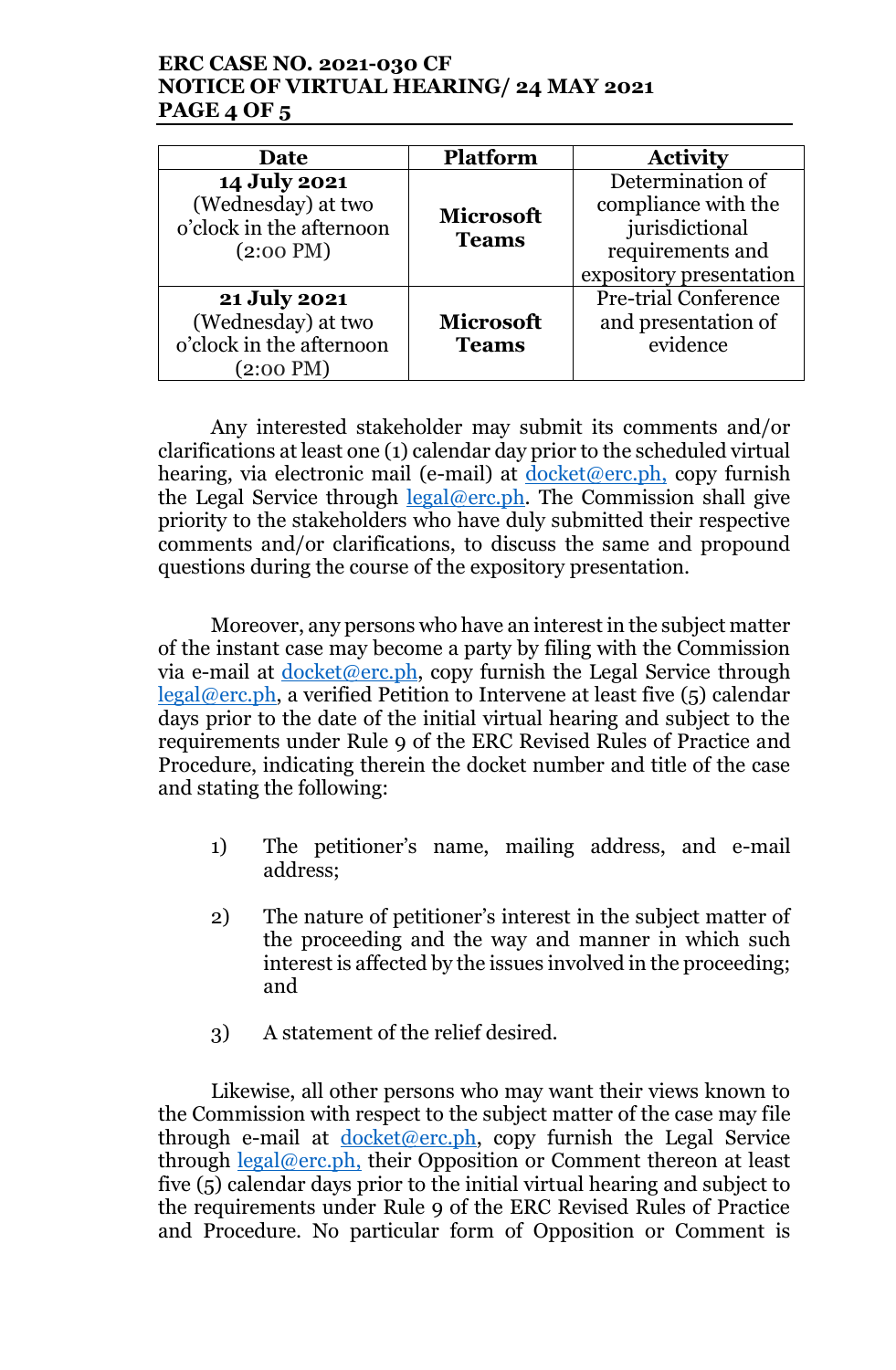| Date | Platform | Activity |
| --- | --- | --- |
| **14 July 2021** (Wednesday) at two o'clock in the afternoon (2:00 PM) | **Microsoft Teams** | Determination of compliance with the jurisdictional requirements and expository presentation |
| **21 July 2021** (Wednesday) at two o'clock in the afternoon (2:00 PM) | **Microsoft Teams** | Pre-trial Conference and presentation of evidence |

Any interested stakeholder may submit its comments and/or clarifications at least one (1) calendar day prior to the scheduled virtual hearing, via electronic mail (e-mail) at docket@erc.ph, copy furnish the Legal Service through legal@erc.ph. The Commission shall give priority to the stakeholders who have duly submitted their respective comments and/or clarifications, to discuss the same and propound questions during the course of the expository presentation.

Moreover, any persons who have an interest in the subject matter of the instant case may become a party by filing with the Commission via e-mail at docket@erc.ph, copy furnish the Legal Service through legal@erc.ph, a verified Petition to Intervene at least five (5) calendar days prior to the date of the initial virtual hearing and subject to the requirements under Rule 9 of the ERC Revised Rules of Practice and Procedure, indicating therein the docket number and title of the case and stating the following:

1) The petitioner's name, mailing address, and e-mail address;

2) The nature of petitioner's interest in the subject matter of the proceeding and the way and manner in which such interest is affected by the issues involved in the proceeding; and

3) A statement of the relief desired.

Likewise, all other persons who may want their views known to the Commission with respect to the subject matter of the case may file through e-mail at docket@erc.ph, copy furnish the Legal Service through legal@erc.ph, their Opposition or Comment thereon at least five (5) calendar days prior to the initial virtual hearing and subject to the requirements under Rule 9 of the ERC Revised Rules of Practice and Procedure. No particular form of Opposition or Comment is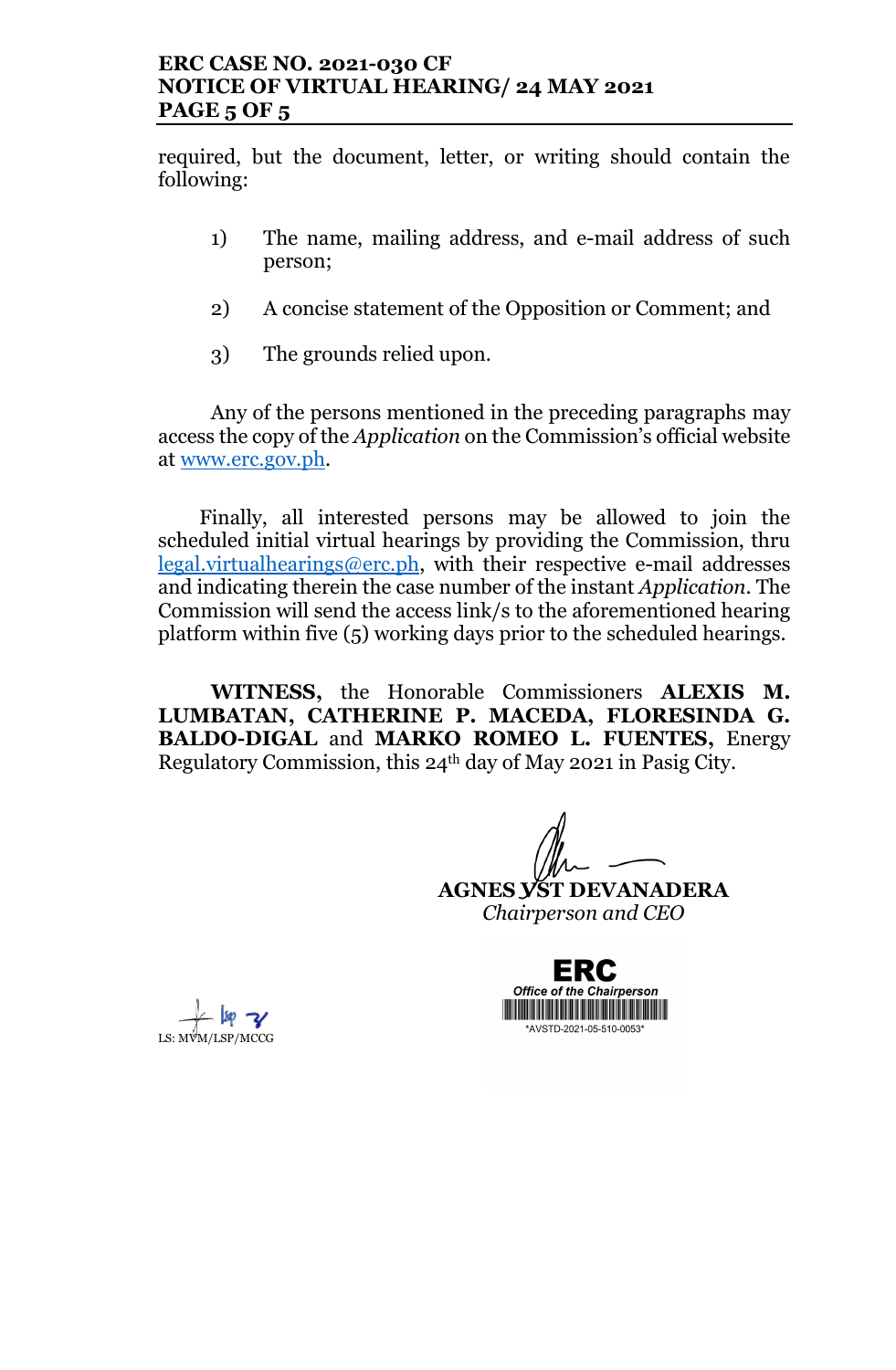required, but the document, letter, or writing should contain the following:

1) The name, mailing address, and e-mail address of such person;

2) A concise statement of the Opposition or Comment; and

3) The grounds relied upon.

Any of the persons mentioned in the preceding paragraphs may access the copy of the *Application* on the Commission's official website at www.erc.gov.ph.

Finally, all interested persons may be allowed to join the scheduled initial virtual hearings by providing the Commission, thru legal.virtualhearings@erc.ph, with their respective e-mail addresses and indicating therein the case number of the instant *Application*. The Commission will send the access link/s to the aforementioned hearing platform within five (5) working days prior to the scheduled hearings.

**WITNESS,** the Honorable Commissioners **ALEXIS M. LUMBATAN, CATHERINE P. MACEDA, FLORESINDA G. BALDO-DIGAL** and **MARKO ROMEO L. FUENTES,** Energy Regulatory Commission, this 24th day of May 2021 in Pasig City.

**AGNES VST DEVANADERA**
*Chairperson and CEO*

**ERC**
*Office of the Chairperson*
*AVSTD-2021-05-510-0053*

LS: MVM/LSP/MCCG